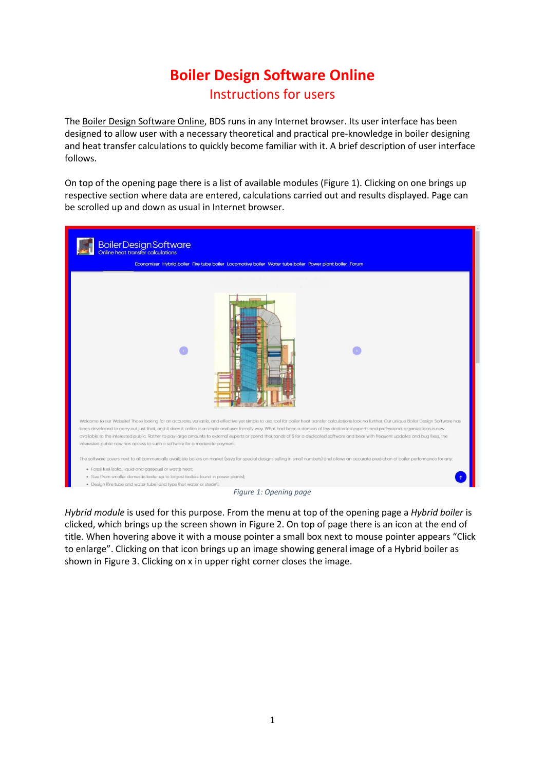# Boiler Design Software Online

## Instructions for users

The Boiler Design Software Online, BDS runs in any Internet browser. Its user interface has been designed to allow user with a necessary theoretical and practical pre-knowledge in boiler designing and heat transfer calculations to quickly become familiar with it. A brief description of user interface follows.

On top of the opening page there is a list of available modules (Figure 1). Clicking on one brings up respective section where data are entered, calculations carried out and results displayed. Page can be scrolled up and down as usual in Internet browser.

*Figure 1: Opening page*

*Hybrid module* is used for this purpose. From the menu at top of the opening page a *Hybrid boiler* is clicked, which brings up the screen shown in Figure 2. On top of page there is an icon at the end of title. When hovering above it with a mouse pointer a small box next to mouse pointer appears "Click to enlarge". Clicking on that icon brings up an image showing general image of a Hybrid boiler as shown in Figure 3. Clicking on x in upper right corner closes the image.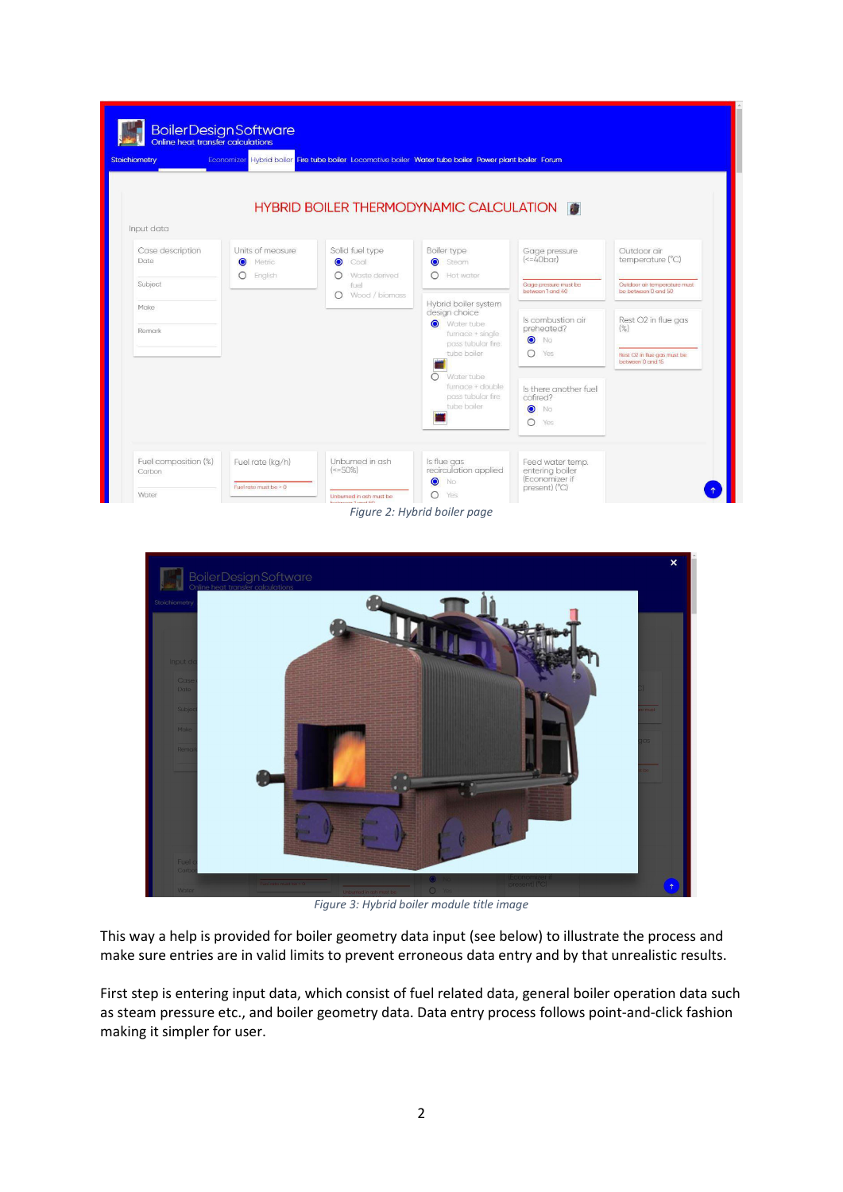*Figure 2: Hybrid boiler page*

*Figure 3: Hybrid boiler module title image*

This way a help is provided for boiler geometry data input (see below) to illustrate the process and make sure entries are in valid limits to prevent erroneous data entry and by that unrealistic results.

First step is entering input data, which consist of fuel related data, general boiler operation data such as steam pressure etc., and boiler geometry data. Data entry process follows point-and-click fashion making it simpler for user.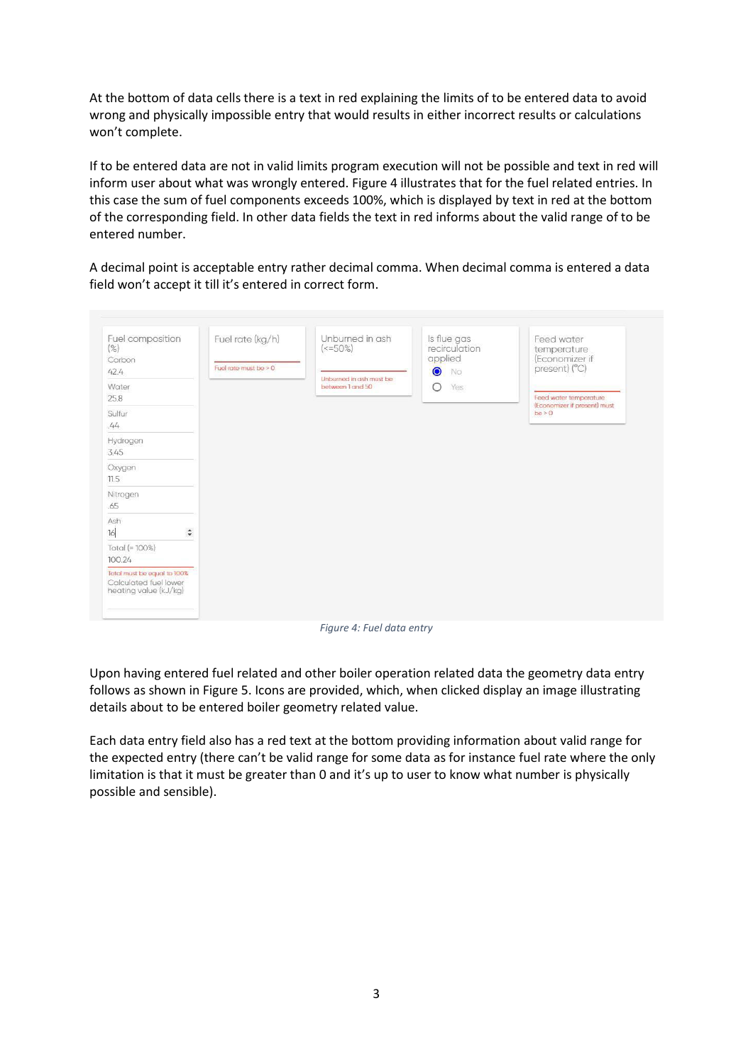At the bottom of data cells there is a text in red explaining the limits of to be entered data to avoid wrong and physically impossible entry that would results in either incorrect results or calculations won't complete.

If to be entered data are not in valid limits program execution will not be possible and text in red will inform user about what was wrongly entered. Figure 4 illustrates that for the fuel related entries. In this case the sum of fuel components exceeds 100%, which is displayed by text in red at the bottom of the corresponding field. In other data fields the text in red informs about the valid range of to be entered number.

A decimal point is acceptable entry rather decimal comma. When decimal comma is entered a data field won't accept it till it's entered in correct form.

*Figure 4: Fuel data entry*

Upon having entered fuel related and other boiler operation related data the geometry data entry follows as shown in Figure 5. Icons are provided, which, when clicked display an image illustrating details about to be entered boiler geometry related value.

Each data entry field also has a red text at the bottom providing information about valid range for the expected entry (there can't be valid range for some data as for instance fuel rate where the only limitation is that it must be greater than 0 and it's up to user to know what number is physically possible and sensible).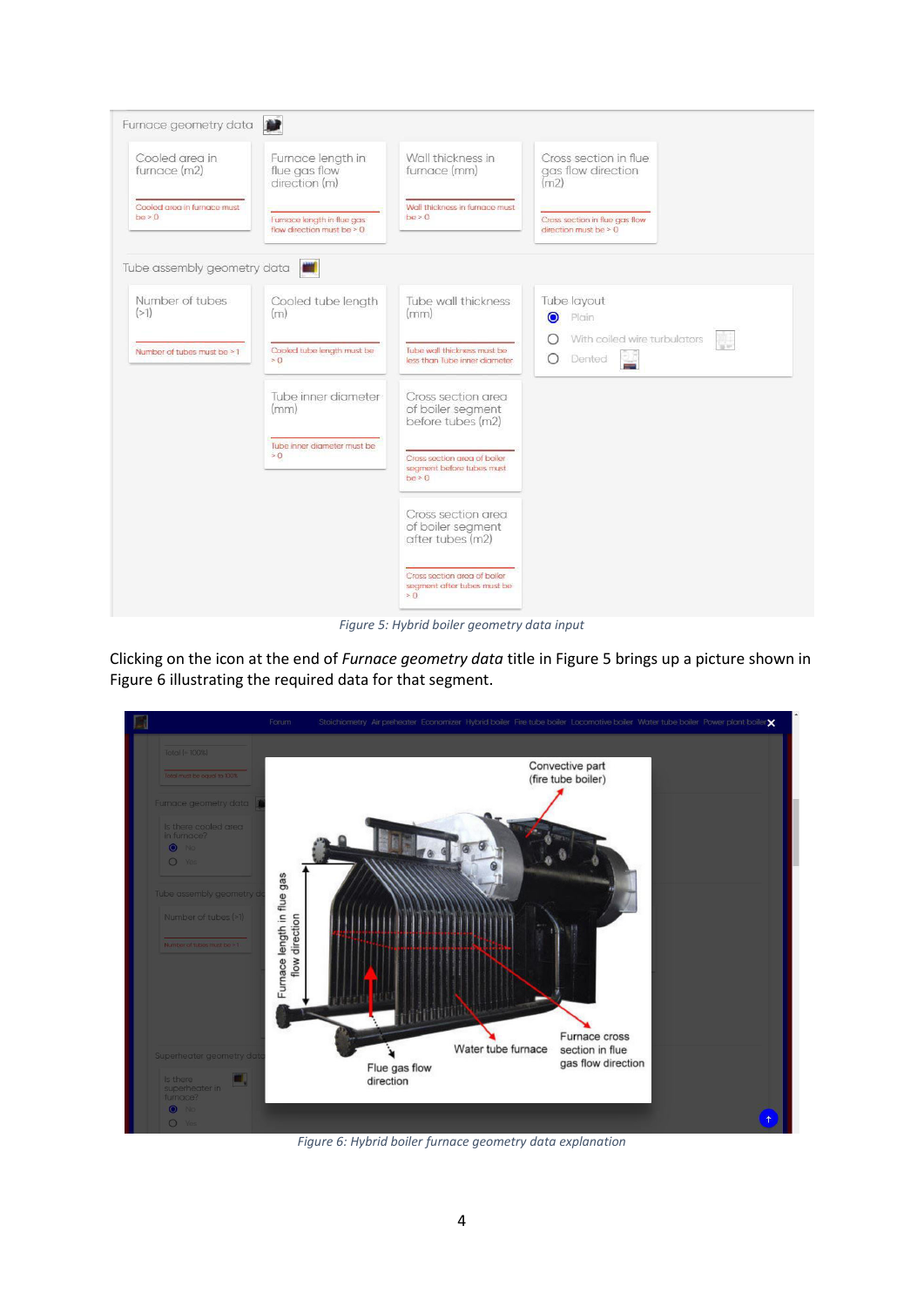Figure 5: Hybrid boiler geometry data input

Clicking on the icon at the end of *Furnace geometry data* title in Figure 5 brings up a picture shown in Figure 6 illustrating the required data for that segment.

Figure 6: Hybrid boiler furnace geometry data explanation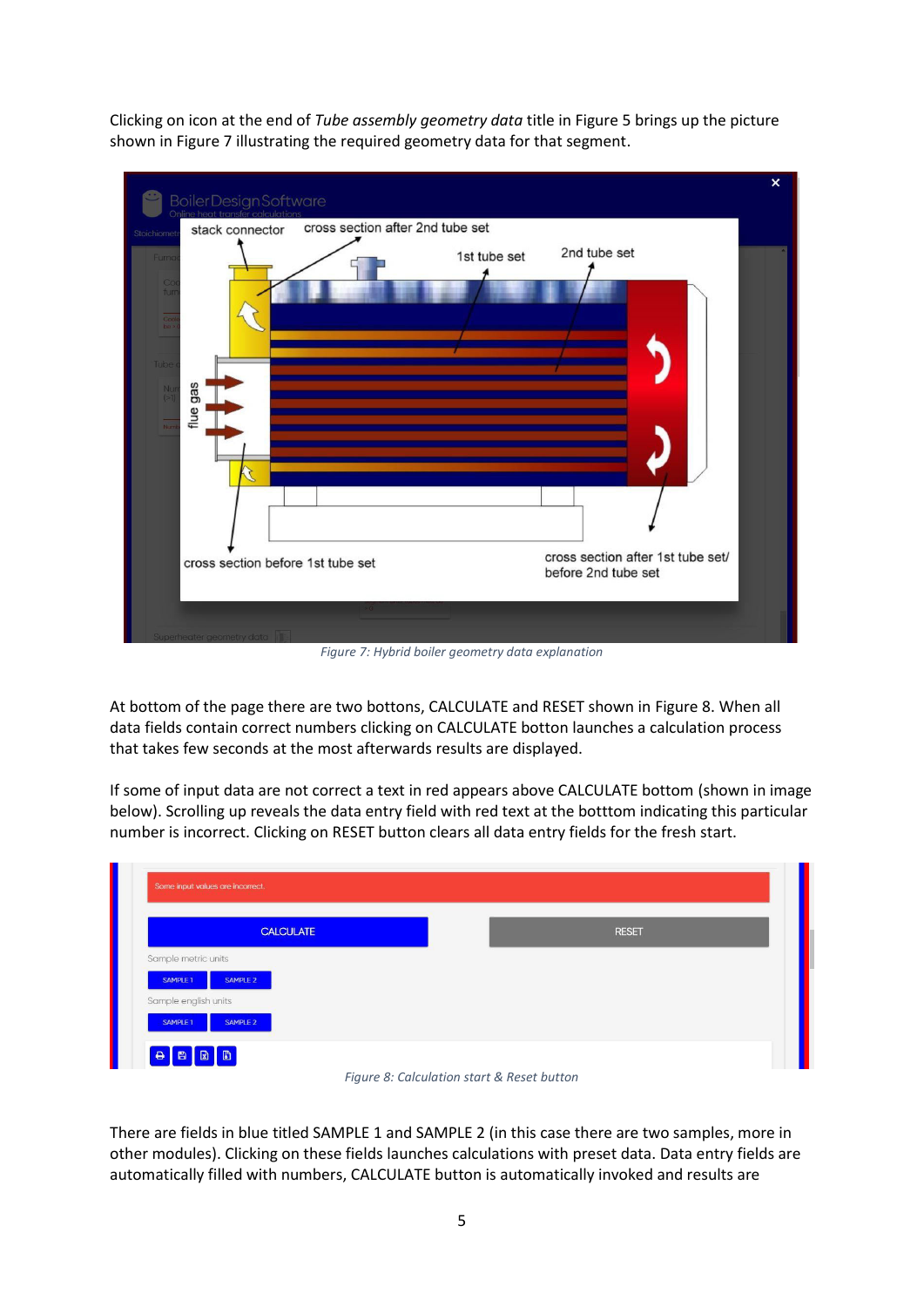Clicking on icon at the end of *Tube assembly geometry data* title in Figure 5 brings up the picture shown in Figure 7 illustrating the required geometry data for that segment.

*Figure 7: Hybrid boiler geometry data explanation*

At bottom of the page there are two bottons, CALCULATE and RESET shown in Figure 8. When all data fields contain correct numbers clicking on CALCULATE botton launches a calculation process that takes few seconds at the most afterwards results are displayed.

If some of input data are not correct a text in red appears above CALCULATE bottom (shown in image below). Scrolling up reveals the data entry field with red text at the botttom indicating this particular number is incorrect. Clicking on RESET button clears all data entry fields for the fresh start.

*Figure 8: Calculation start & Reset button*

There are fields in blue titled SAMPLE 1 and SAMPLE 2 (in this case there are two samples, more in other modules). Clicking on these fields launches calculations with preset data. Data entry fields are automatically filled with numbers, CALCULATE button is automatically invoked and results are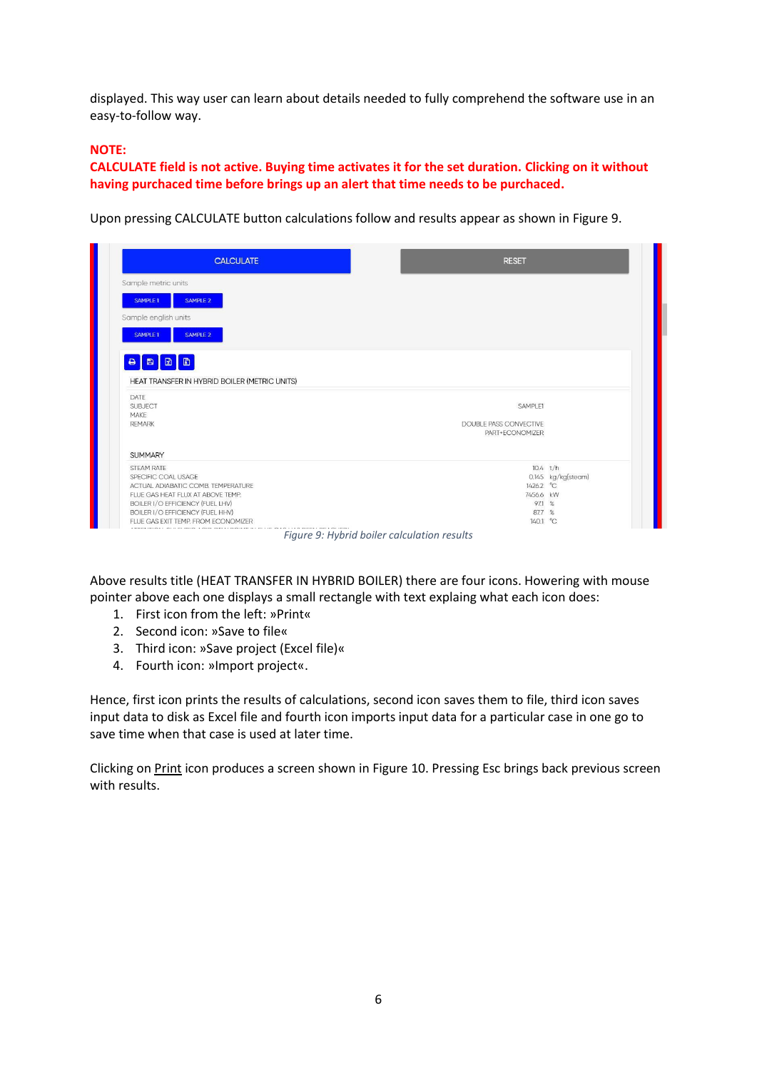displayed. This way user can learn about details needed to fully comprehend the software use in an easy-to-follow way.

**NOTE:**
**CALCULATE field is not active. Buying time activates it for the set duration. Clicking on it without having purchased time before brings up an alert that time needs to be purchased.**

Upon pressing CALCULATE button calculations follow and results appear as shown in Figure 9.

*Figure 9: Hybrid boiler calculation results*

Above results title (HEAT TRANSFER IN HYBRID BOILER) there are four icons. Howering with mouse pointer above each one displays a small rectangle with text explaing what each icon does:

1. First icon from the left: »Print«
2. Second icon: »Save to file«
3. Third icon: »Save project (Excel file)«
4. Fourth icon: »Import project«.

Hence, first icon prints the results of calculations, second icon saves them to file, third icon saves input data to disk as Excel file and fourth icon imports input data for a particular case in one go to save time when that case is used at later time.

Clicking on Print icon produces a screen shown in Figure 10. Pressing Esc brings back previous screen with results.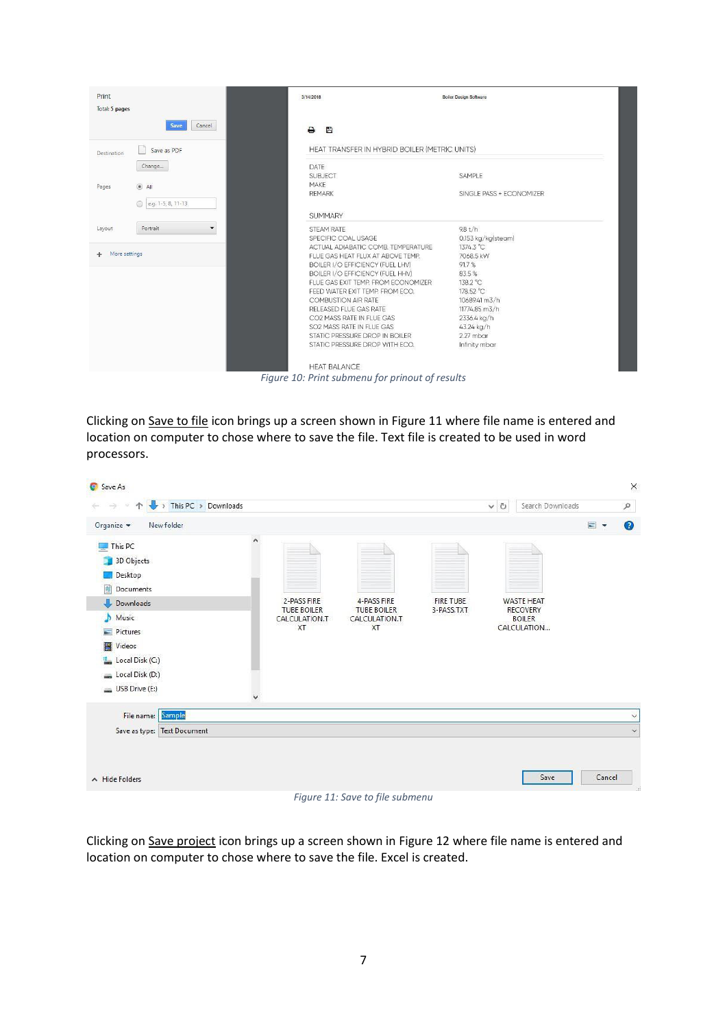*Figure 10: Print submenu for prinout of results*

Clicking on Save to file icon brings up a screen shown in Figure 11 where file name is entered and location on computer to chose where to save the file. Text file is created to be used in word processors.

*Figure 11: Save to file submenu*

Clicking on Save project icon brings up a screen shown in Figure 12 where file name is entered and location on computer to chose where to save the file. Excel is created.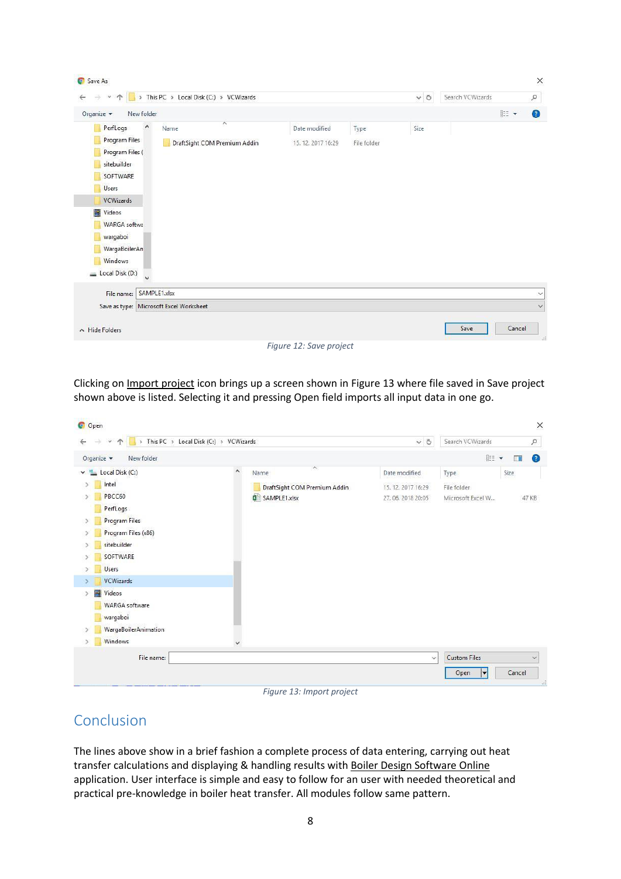Figure 12: Save project

Clicking on Import project icon brings up a screen shown in Figure 13 where file saved in Save project shown above is listed. Selecting it and pressing Open field imports all input data in one go.

Figure 13: Import project

## Conclusion

The lines above show in a brief fashion a complete process of data entering, carrying out heat transfer calculations and displaying & handling results with Boiler Design Software Online application. User interface is simple and easy to follow for an user with needed theoretical and practical pre-knowledge in boiler heat transfer. All modules follow same pattern.